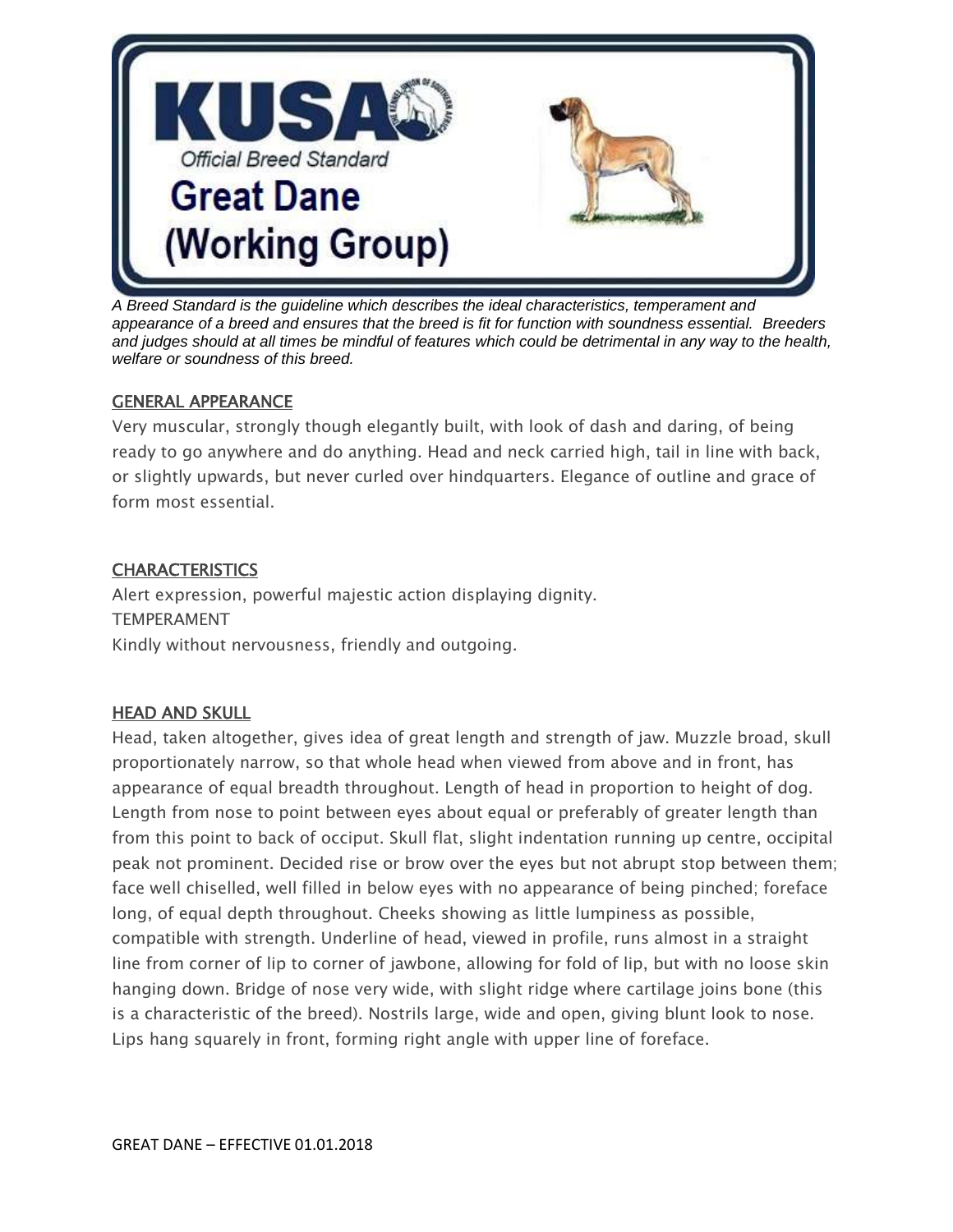# KUSA

Official Breed Standard

# Great Dane (Working Group)

*A Breed Standard is the guideline which describes the ideal characteristics, temperament and appearance of a breed and ensures that the breed is fit for function with soundness essential. Breeders and judges should at all times be mindful of features which could be detrimental in any way to the health, welfare or soundness of this breed.*

## GENERAL APPEARANCE

Very muscular, strongly though elegantly built, with look of dash and daring, of being ready to go anywhere and do anything. Head and neck carried high, tail in line with back, or slightly upwards, but never curled over hindquarters. Elegance of outline and grace of form most essential.

## CHARACTERISTICS

Alert expression, powerful majestic action displaying dignity.

TEMPERAMENT

Kindly without nervousness, friendly and outgoing.

## HEAD AND SKULL

Head, taken altogether, gives idea of great length and strength of jaw. Muzzle broad, skull proportionately narrow, so that whole head when viewed from above and in front, has appearance of equal breadth throughout. Length of head in proportion to height of dog. Length from nose to point between eyes about equal or preferably of greater length than from this point to back of occiput. Skull flat, slight indentation running up centre, occipital peak not prominent. Decided rise or brow over the eyes but not abrupt stop between them; face well chiselled, well filled in below eyes with no appearance of being pinched; foreface long, of equal depth throughout. Cheeks showing as little lumpiness as possible, compatible with strength. Underline of head, viewed in profile, runs almost in a straight line from corner of lip to corner of jawbone, allowing for fold of lip, but with no loose skin hanging down. Bridge of nose very wide, with slight ridge where cartilage joins bone (this is a characteristic of the breed). Nostrils large, wide and open, giving blunt look to nose. Lips hang squarely in front, forming right angle with upper line of foreface.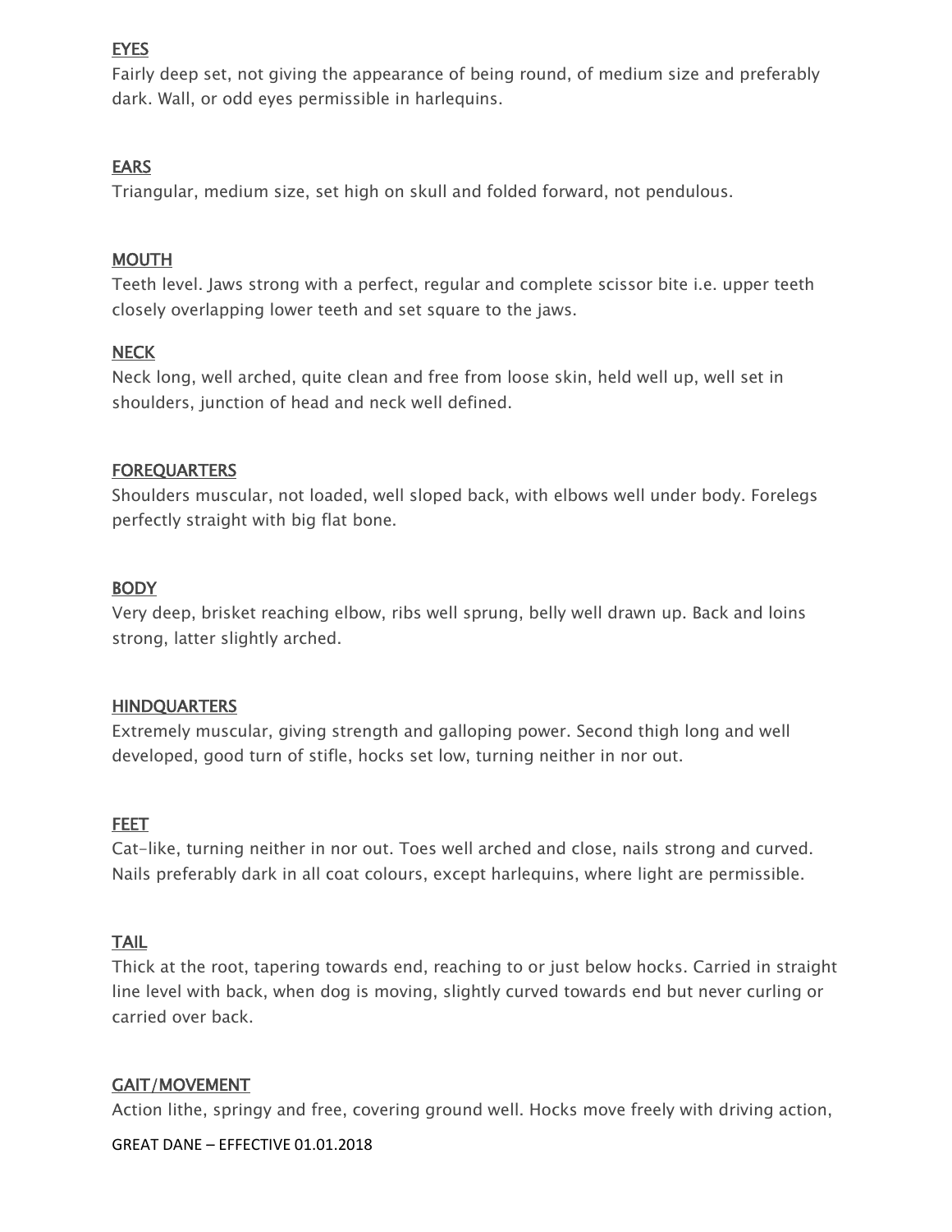## EYES

Fairly deep set, not giving the appearance of being round, of medium size and preferably dark. Wall, or odd eyes permissible in harlequins.

## EARS

Triangular, medium size, set high on skull and folded forward, not pendulous.

## MOUTH

Teeth level. Jaws strong with a perfect, regular and complete scissor bite i.e. upper teeth closely overlapping lower teeth and set square to the jaws.

## NECK

Neck long, well arched, quite clean and free from loose skin, held well up, well set in shoulders, junction of head and neck well defined.

## FOREQUARTERS

Shoulders muscular, not loaded, well sloped back, with elbows well under body. Forelegs perfectly straight with big flat bone.

## BODY

Very deep, brisket reaching elbow, ribs well sprung, belly well drawn up. Back and loins strong, latter slightly arched.

## HINDQUARTERS

Extremely muscular, giving strength and galloping power. Second thigh long and well developed, good turn of stifle, hocks set low, turning neither in nor out.

## FEET

Cat-like, turning neither in nor out. Toes well arched and close, nails strong and curved. Nails preferably dark in all coat colours, except harlequins, where light are permissible.

## TAIL

Thick at the root, tapering towards end, reaching to or just below hocks. Carried in straight line level with back, when dog is moving, slightly curved towards end but never curling or carried over back.

## GAIT/MOVEMENT

Action lithe, springy and free, covering ground well. Hocks move freely with driving action,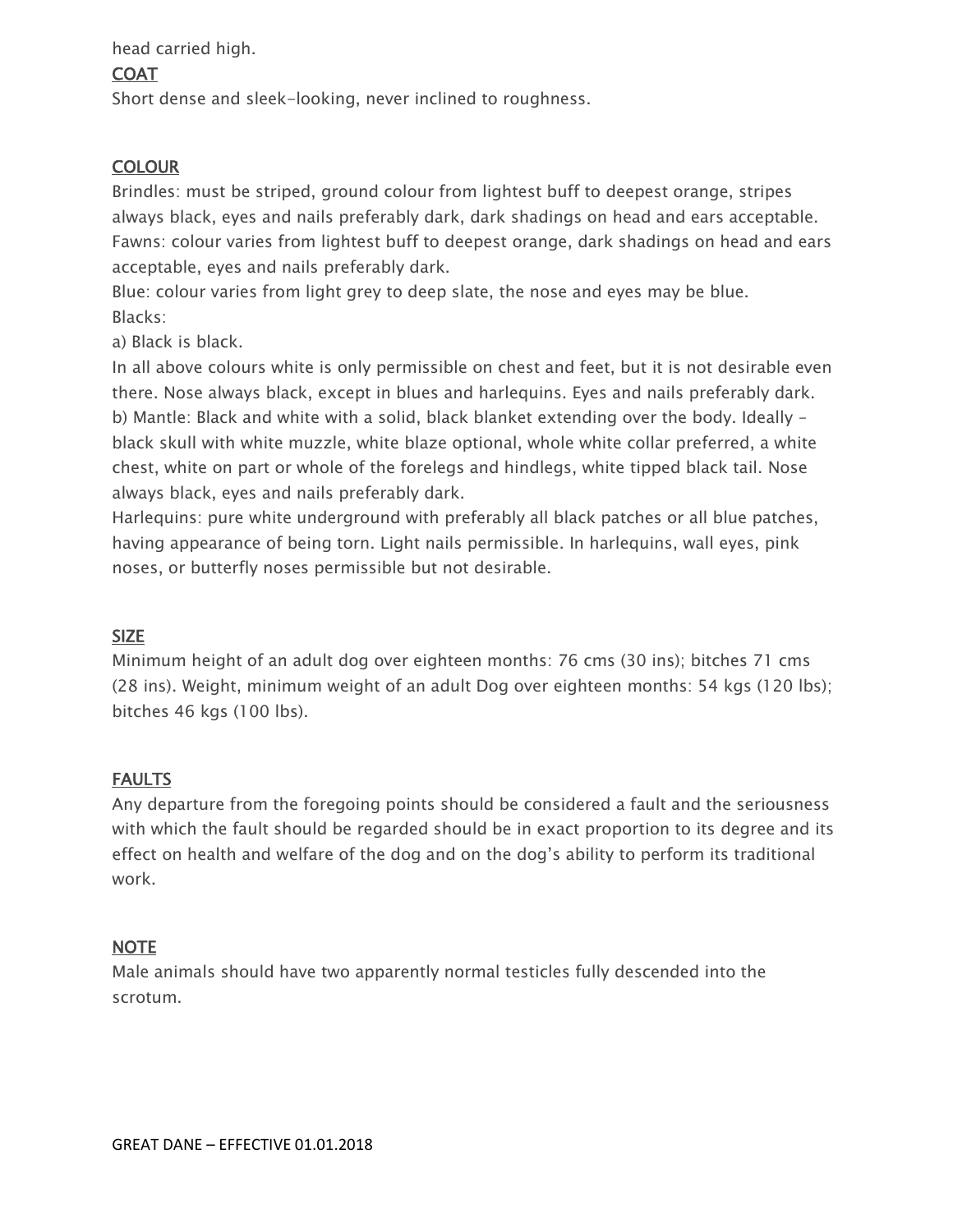head carried high.

## COAT

Short dense and sleek-looking, never inclined to roughness.

## COLOUR

Brindles: must be striped, ground colour from lightest buff to deepest orange, stripes always black, eyes and nails preferably dark, dark shadings on head and ears acceptable.
Fawns: colour varies from lightest buff to deepest orange, dark shadings on head and ears acceptable, eyes and nails preferably dark.
Blue: colour varies from light grey to deep slate, the nose and eyes may be blue.
Blacks:
a) Black is black.
In all above colours white is only permissible on chest and feet, but it is not desirable even there. Nose always black, except in blues and harlequins. Eyes and nails preferably dark.
b) Mantle: Black and white with a solid, black blanket extending over the body. Ideally – black skull with white muzzle, white blaze optional, whole white collar preferred, a white chest, white on part or whole of the forelegs and hindlegs, white tipped black tail. Nose always black, eyes and nails preferably dark.
Harlequins: pure white underground with preferably all black patches or all blue patches, having appearance of being torn. Light nails permissible. In harlequins, wall eyes, pink noses, or butterfly noses permissible but not desirable.

## SIZE

Minimum height of an adult dog over eighteen months: 76 cms (30 ins); bitches 71 cms (28 ins). Weight, minimum weight of an adult Dog over eighteen months: 54 kgs (120 lbs); bitches 46 kgs (100 lbs).

## FAULTS

Any departure from the foregoing points should be considered a fault and the seriousness with which the fault should be regarded should be in exact proportion to its degree and its effect on health and welfare of the dog and on the dog's ability to perform its traditional work.

## NOTE

Male animals should have two apparently normal testicles fully descended into the scrotum.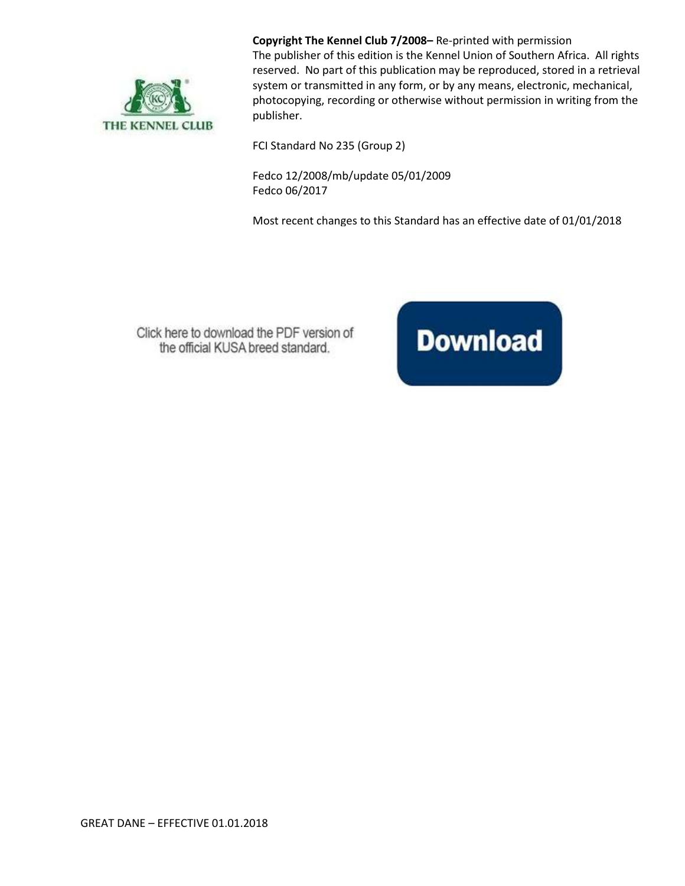**Copyright The Kennel Club 7/2008–** Re-printed with permission
The publisher of this edition is the Kennel Union of Southern Africa. All rights reserved. No part of this publication may be reproduced, stored in a retrieval system or transmitted in any form, or by any means, electronic, mechanical, photocopying, recording or otherwise without permission in writing from the publisher.

FCI Standard No 235 (Group 2)

Fedco 12/2008/mb/update 05/01/2009
Fedco 06/2017

Most recent changes to this Standard has an effective date of 01/01/2018

Click here to download the PDF version of the official KUSA breed standard.

Download